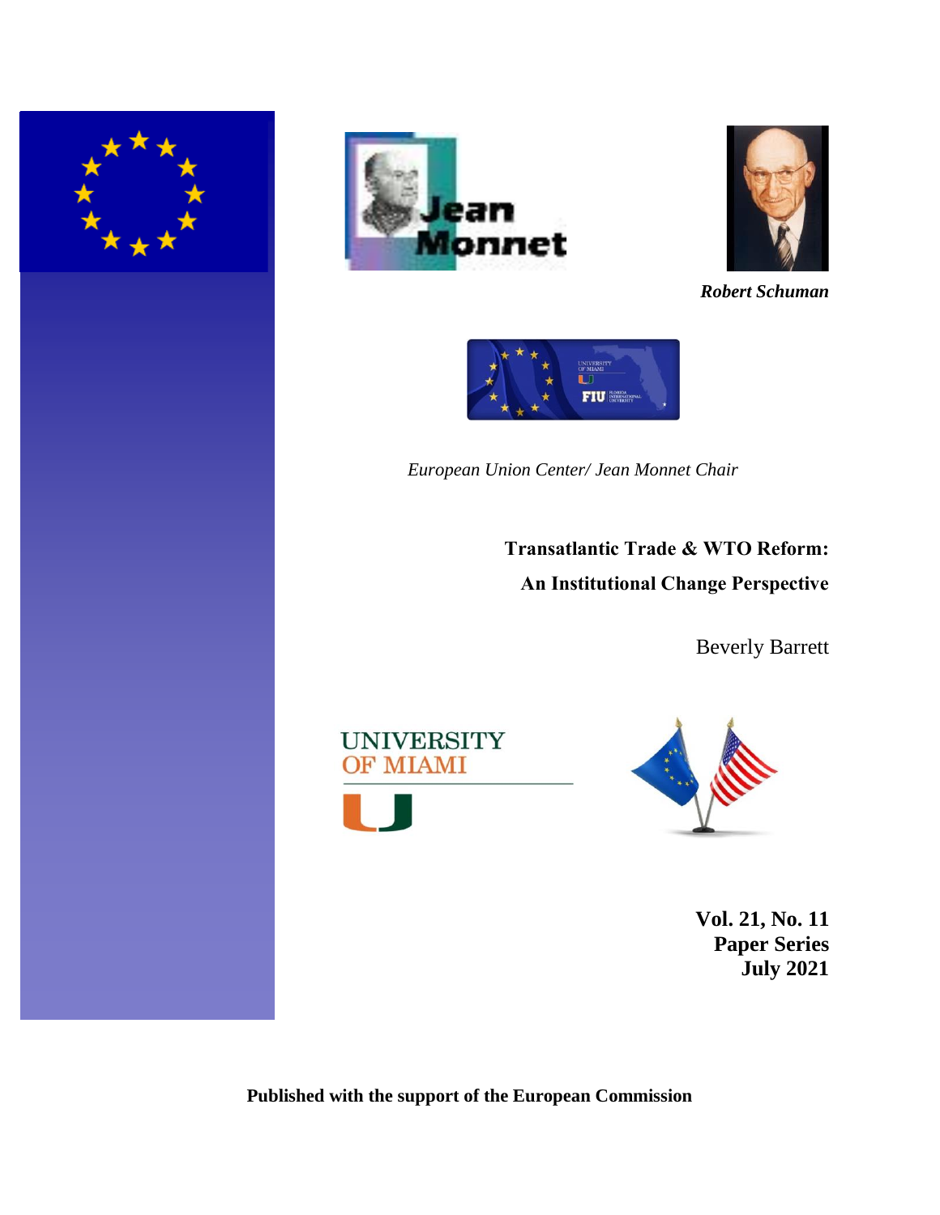*Robert Schuman*

*European Union Center/ Jean Monnet Chair*

# Transatlantic Trade & WTO Reform: An Institutional Change Perspective

Beverly Barrett

**Vol. 21, No. 11**
**Paper Series**
**July 2021**

**Published with the support of the European Commission**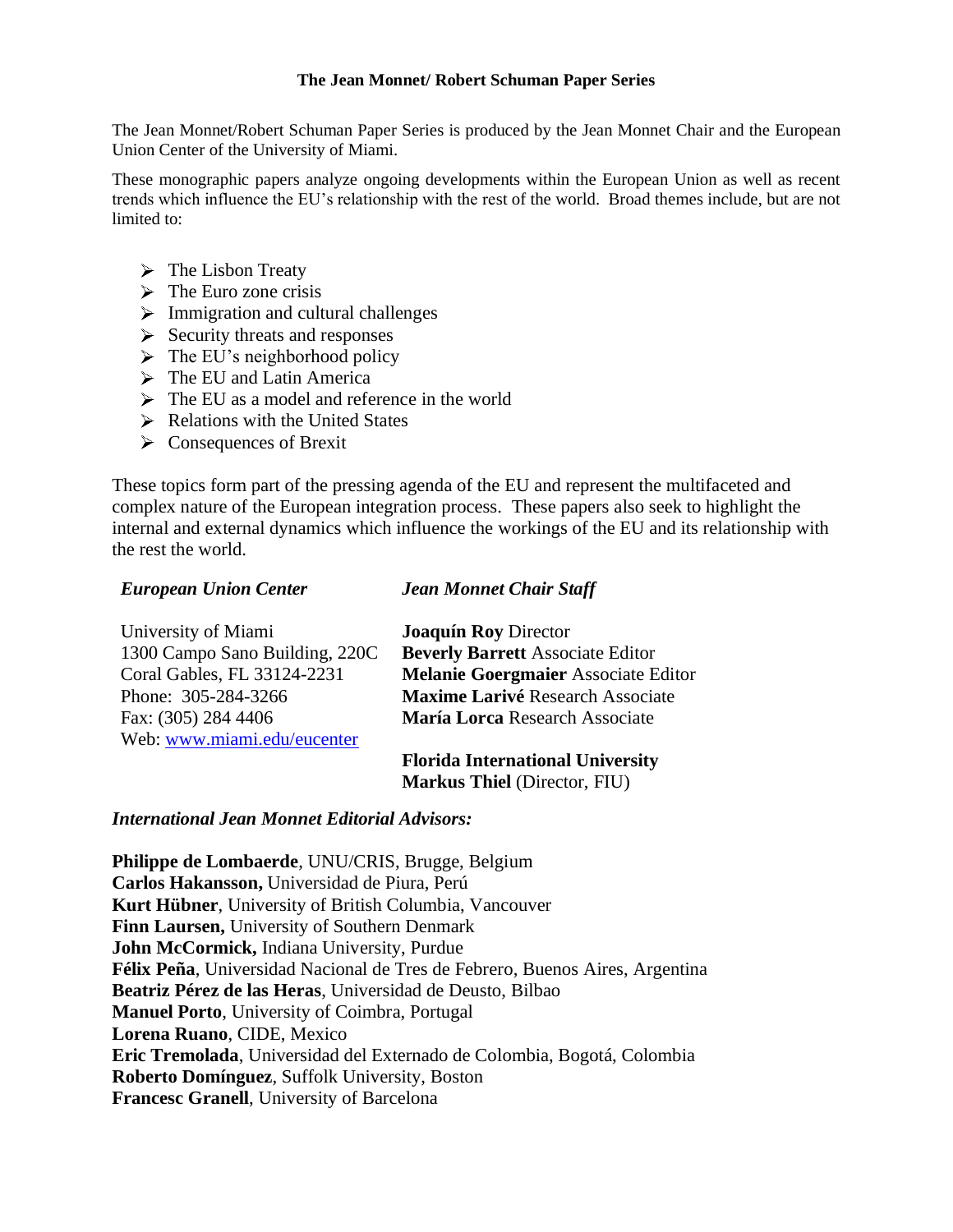# The Jean Monnet/ Robert Schuman Paper Series

The Jean Monnet/Robert Schuman Paper Series is produced by the Jean Monnet Chair and the European Union Center of the University of Miami.

These monographic papers analyze ongoing developments within the European Union as well as recent trends which influence the EU's relationship with the rest of the world. Broad themes include, but are not limited to:

- The Lisbon Treaty
- The Euro zone crisis
- Immigration and cultural challenges
- Security threats and responses
- The EU's neighborhood policy
- The EU and Latin America
- The EU as a model and reference in the world
- Relations with the United States
- Consequences of Brexit

These topics form part of the pressing agenda of the EU and represent the multifaceted and complex nature of the European integration process. These papers also seek to highlight the internal and external dynamics which influence the workings of the EU and its relationship with the rest the world.

***European Union Center***

University of Miami
1300 Campo Sano Building, 220C
Coral Gables, FL 33124-2231
Phone: 305-284-3266
Fax: (305) 284 4406
Web: www.miami.edu/eucenter

***Jean Monnet Chair Staff***

**Joaquín Roy** Director
**Beverly Barrett** Associate Editor
**Melanie Goergmaier** Associate Editor
**Maxime Larivé** Research Associate
**María Lorca** Research Associate

**Florida International University**
**Markus Thiel** (Director, FIU)

***International Jean Monnet Editorial Advisors:***

**Philippe de Lombaerde**, UNU/CRIS, Brugge, Belgium
**Carlos Hakansson,** Universidad de Piura, Perú
**Kurt Hübner**, University of British Columbia, Vancouver
**Finn Laursen,** University of Southern Denmark
**John McCormick,** Indiana University, Purdue
**Félix Peña**, Universidad Nacional de Tres de Febrero, Buenos Aires, Argentina
**Beatriz Pérez de las Heras**, Universidad de Deusto, Bilbao
**Manuel Porto**, University of Coimbra, Portugal
**Lorena Ruano**, CIDE, Mexico
**Eric Tremolada**, Universidad del Externado de Colombia, Bogotá, Colombia
**Roberto Domínguez**, Suffolk University, Boston
**Francesc Granell**, University of Barcelona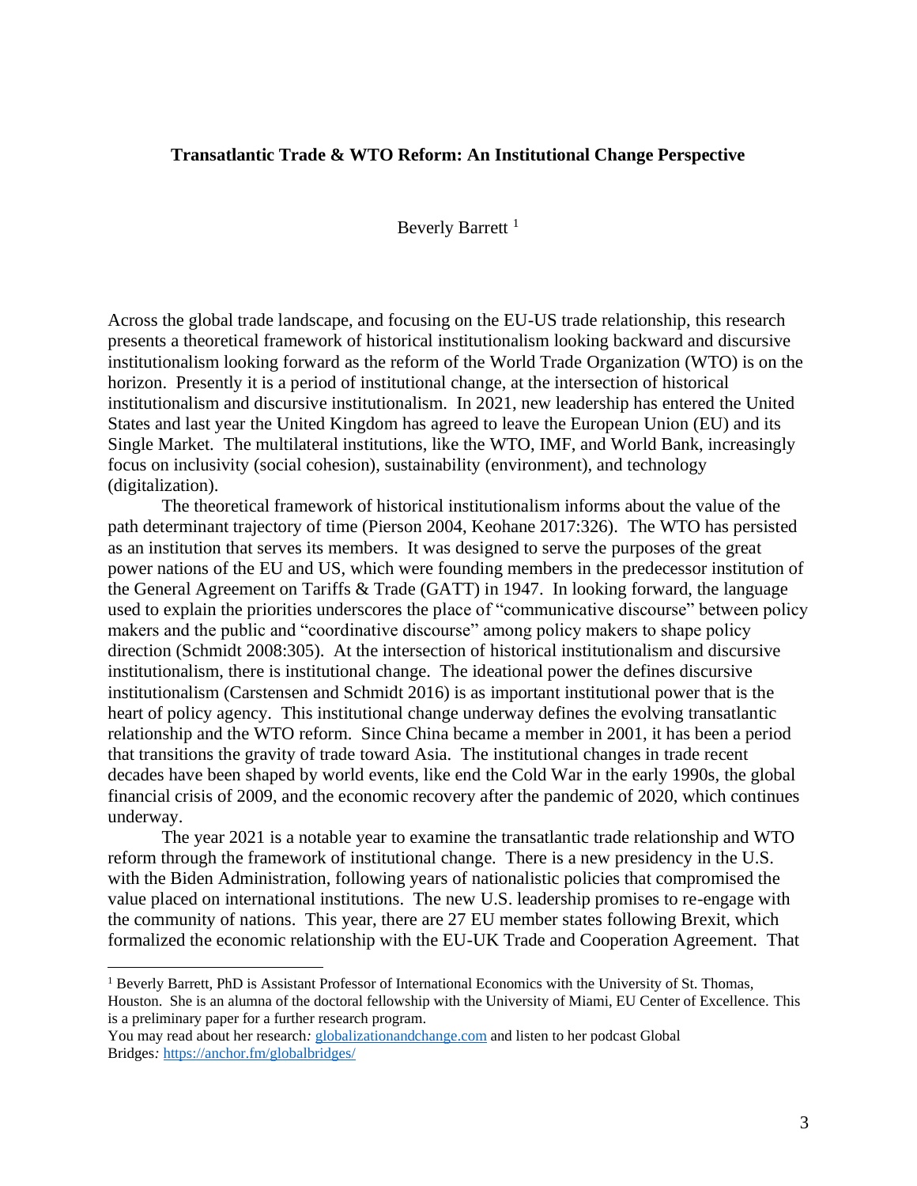**Transatlantic Trade & WTO Reform: An Institutional Change Perspective**

Beverly Barrett [1]

Across the global trade landscape, and focusing on the EU-US trade relationship, this research presents a theoretical framework of historical institutionalism looking backward and discursive institutionalism looking forward as the reform of the World Trade Organization (WTO) is on the horizon. Presently it is a period of institutional change, at the intersection of historical institutionalism and discursive institutionalism. In 2021, new leadership has entered the United States and last year the United Kingdom has agreed to leave the European Union (EU) and its Single Market. The multilateral institutions, like the WTO, IMF, and World Bank, increasingly focus on inclusivity (social cohesion), sustainability (environment), and technology (digitalization).

The theoretical framework of historical institutionalism informs about the value of the path determinant trajectory of time (Pierson 2004, Keohane 2017:326). The WTO has persisted as an institution that serves its members. It was designed to serve the purposes of the great power nations of the EU and US, which were founding members in the predecessor institution of the General Agreement on Tariffs & Trade (GATT) in 1947. In looking forward, the language used to explain the priorities underscores the place of "communicative discourse" between policy makers and the public and "coordinative discourse" among policy makers to shape policy direction (Schmidt 2008:305). At the intersection of historical institutionalism and discursive institutionalism, there is institutional change. The ideational power the defines discursive institutionalism (Carstensen and Schmidt 2016) is as important institutional power that is the heart of policy agency. This institutional change underway defines the evolving transatlantic relationship and the WTO reform. Since China became a member in 2001, it has been a period that transitions the gravity of trade toward Asia. The institutional changes in trade recent decades have been shaped by world events, like end the Cold War in the early 1990s, the global financial crisis of 2009, and the economic recovery after the pandemic of 2020, which continues underway.

The year 2021 is a notable year to examine the transatlantic trade relationship and WTO reform through the framework of institutional change. There is a new presidency in the U.S. with the Biden Administration, following years of nationalistic policies that compromised the value placed on international institutions. The new U.S. leadership promises to re-engage with the community of nations. This year, there are 27 EU member states following Brexit, which formalized the economic relationship with the EU-UK Trade and Cooperation Agreement. That

---

[1] Beverly Barrett, PhD is Assistant Professor of International Economics with the University of St. Thomas, Houston. She is an alumna of the doctoral fellowship with the University of Miami, EU Center of Excellence. This is a preliminary paper for a further research program.
You may read about her research*:* [globalizationandchange.com](globalizationandchange.com) and listen to her podcast Global Bridges*:* [https://anchor.fm/globalbridges/](https://anchor.fm/globalbridges/)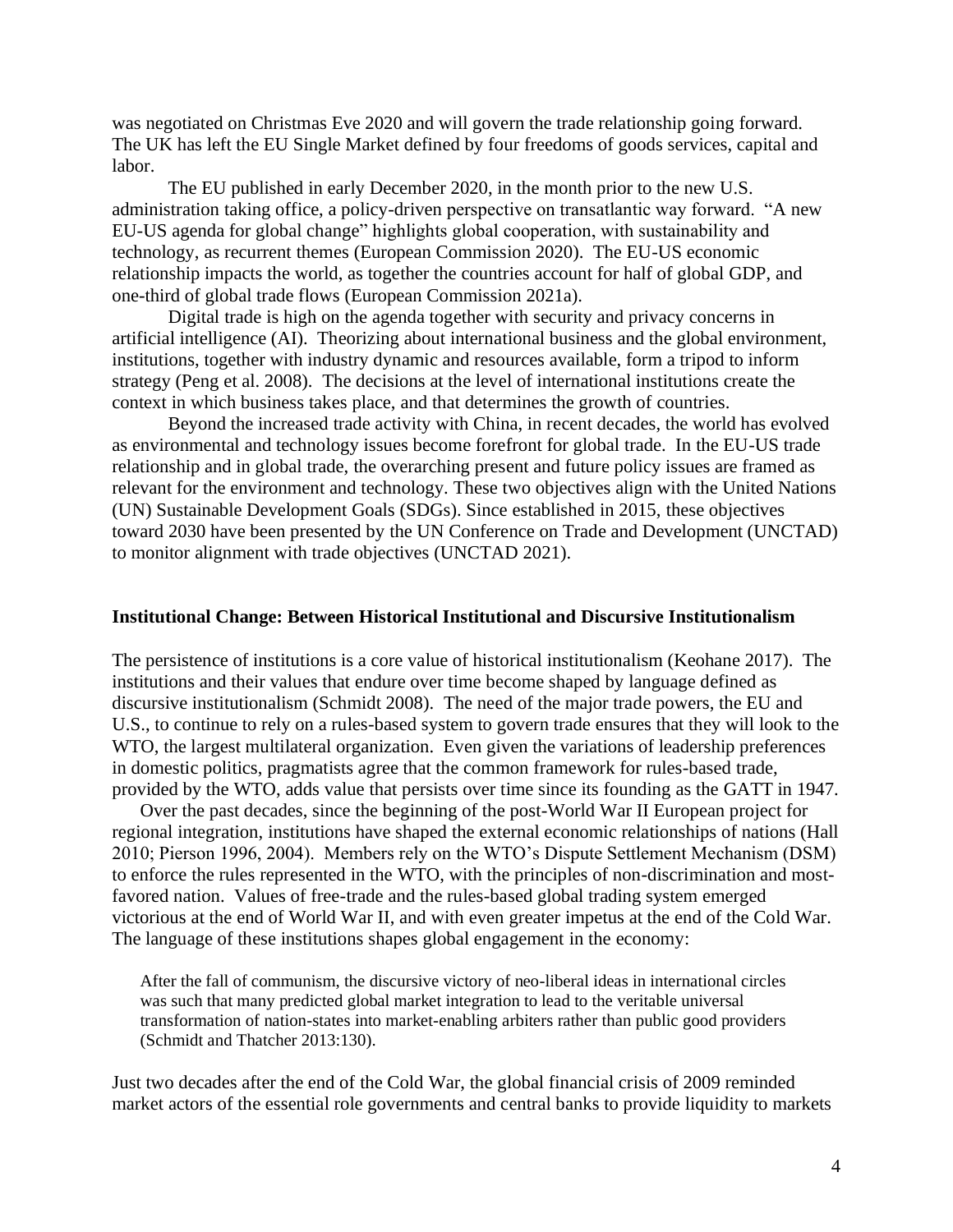was negotiated on Christmas Eve 2020 and will govern the trade relationship going forward. The UK has left the EU Single Market defined by four freedoms of goods services, capital and labor.

The EU published in early December 2020, in the month prior to the new U.S. administration taking office, a policy-driven perspective on transatlantic way forward. "A new EU-US agenda for global change" highlights global cooperation, with sustainability and technology, as recurrent themes (European Commission 2020). The EU-US economic relationship impacts the world, as together the countries account for half of global GDP, and one-third of global trade flows (European Commission 2021a).

Digital trade is high on the agenda together with security and privacy concerns in artificial intelligence (AI). Theorizing about international business and the global environment, institutions, together with industry dynamic and resources available, form a tripod to inform strategy (Peng et al. 2008). The decisions at the level of international institutions create the context in which business takes place, and that determines the growth of countries.

Beyond the increased trade activity with China, in recent decades, the world has evolved as environmental and technology issues become forefront for global trade. In the EU-US trade relationship and in global trade, the overarching present and future policy issues are framed as relevant for the environment and technology. These two objectives align with the United Nations (UN) Sustainable Development Goals (SDGs). Since established in 2015, these objectives toward 2030 have been presented by the UN Conference on Trade and Development (UNCTAD) to monitor alignment with trade objectives (UNCTAD 2021).

## Institutional Change: Between Historical Institutional and Discursive Institutionalism

The persistence of institutions is a core value of historical institutionalism (Keohane 2017). The institutions and their values that endure over time become shaped by language defined as discursive institutionalism (Schmidt 2008). The need of the major trade powers, the EU and U.S., to continue to rely on a rules-based system to govern trade ensures that they will look to the WTO, the largest multilateral organization. Even given the variations of leadership preferences in domestic politics, pragmatists agree that the common framework for rules-based trade, provided by the WTO, adds value that persists over time since its founding as the GATT in 1947.

Over the past decades, since the beginning of the post-World War II European project for regional integration, institutions have shaped the external economic relationships of nations (Hall 2010; Pierson 1996, 2004). Members rely on the WTO's Dispute Settlement Mechanism (DSM) to enforce the rules represented in the WTO, with the principles of non-discrimination and most-favored nation. Values of free-trade and the rules-based global trading system emerged victorious at the end of World War II, and with even greater impetus at the end of the Cold War. The language of these institutions shapes global engagement in the economy:

> After the fall of communism, the discursive victory of neo-liberal ideas in international circles was such that many predicted global market integration to lead to the veritable universal transformation of nation-states into market-enabling arbiters rather than public good providers (Schmidt and Thatcher 2013:130).

Just two decades after the end of the Cold War, the global financial crisis of 2009 reminded market actors of the essential role governments and central banks to provide liquidity to markets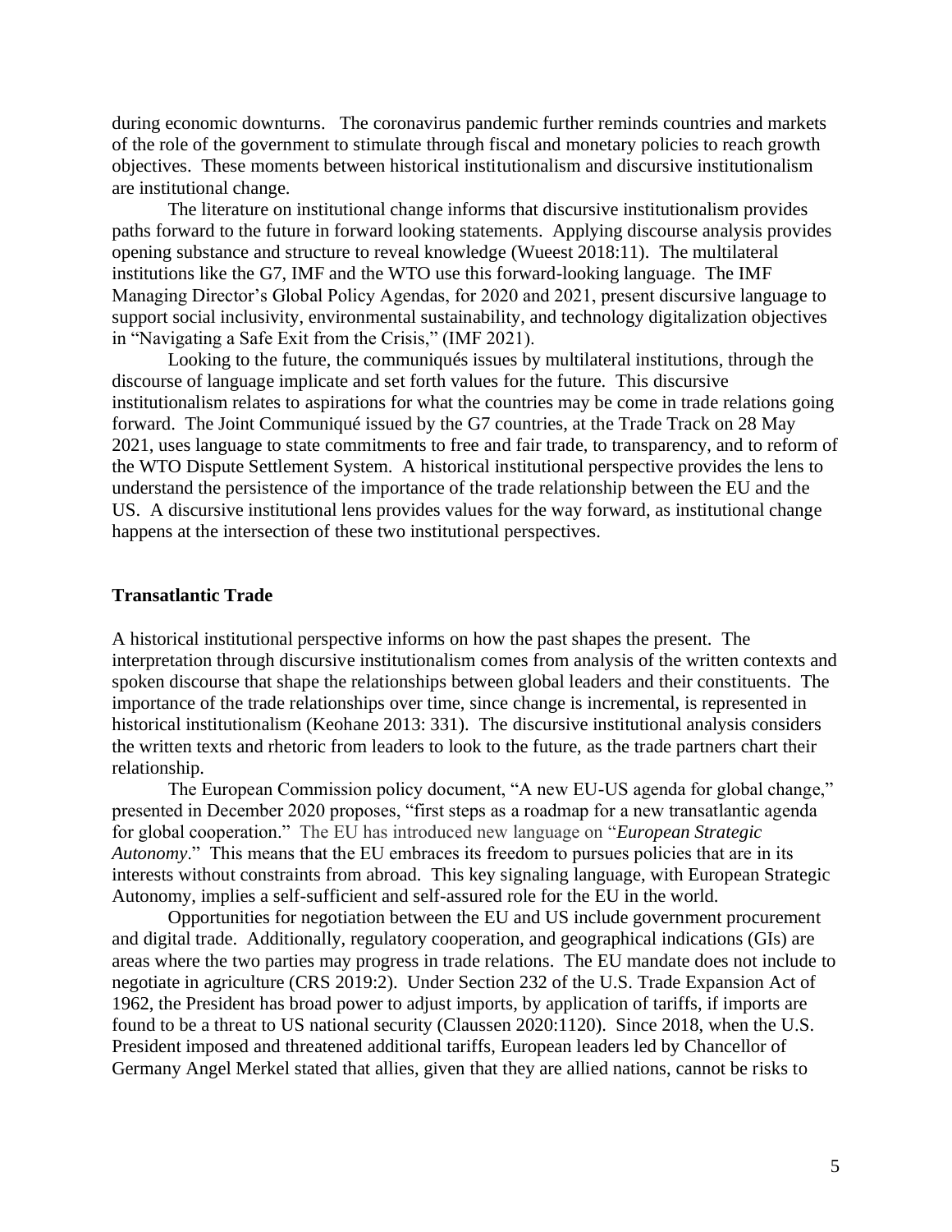during economic downturns. The coronavirus pandemic further reminds countries and markets of the role of the government to stimulate through fiscal and monetary policies to reach growth objectives. These moments between historical institutionalism and discursive institutionalism are institutional change.

The literature on institutional change informs that discursive institutionalism provides paths forward to the future in forward looking statements. Applying discourse analysis provides opening substance and structure to reveal knowledge (Wueest 2018:11). The multilateral institutions like the G7, IMF and the WTO use this forward-looking language. The IMF Managing Director's Global Policy Agendas, for 2020 and 2021, present discursive language to support social inclusivity, environmental sustainability, and technology digitalization objectives in "Navigating a Safe Exit from the Crisis," (IMF 2021).

Looking to the future, the communiqués issues by multilateral institutions, through the discourse of language implicate and set forth values for the future. This discursive institutionalism relates to aspirations for what the countries may be come in trade relations going forward. The Joint Communiqué issued by the G7 countries, at the Trade Track on 28 May 2021, uses language to state commitments to free and fair trade, to transparency, and to reform of the WTO Dispute Settlement System. A historical institutional perspective provides the lens to understand the persistence of the importance of the trade relationship between the EU and the US. A discursive institutional lens provides values for the way forward, as institutional change happens at the intersection of these two institutional perspectives.

## Transatlantic Trade

A historical institutional perspective informs on how the past shapes the present. The interpretation through discursive institutionalism comes from analysis of the written contexts and spoken discourse that shape the relationships between global leaders and their constituents. The importance of the trade relationships over time, since change is incremental, is represented in historical institutionalism (Keohane 2013: 331). The discursive institutional analysis considers the written texts and rhetoric from leaders to look to the future, as the trade partners chart their relationship.

The European Commission policy document, "A new EU-US agenda for global change," presented in December 2020 proposes, "first steps as a roadmap for a new transatlantic agenda for global cooperation." The EU has introduced new language on "*European Strategic Autonomy*." This means that the EU embraces its freedom to pursues policies that are in its interests without constraints from abroad. This key signaling language, with European Strategic Autonomy, implies a self-sufficient and self-assured role for the EU in the world.

Opportunities for negotiation between the EU and US include government procurement and digital trade. Additionally, regulatory cooperation, and geographical indications (GIs) are areas where the two parties may progress in trade relations. The EU mandate does not include to negotiate in agriculture (CRS 2019:2). Under Section 232 of the U.S. Trade Expansion Act of 1962, the President has broad power to adjust imports, by application of tariffs, if imports are found to be a threat to US national security (Claussen 2020:1120). Since 2018, when the U.S. President imposed and threatened additional tariffs, European leaders led by Chancellor of Germany Angel Merkel stated that allies, given that they are allied nations, cannot be risks to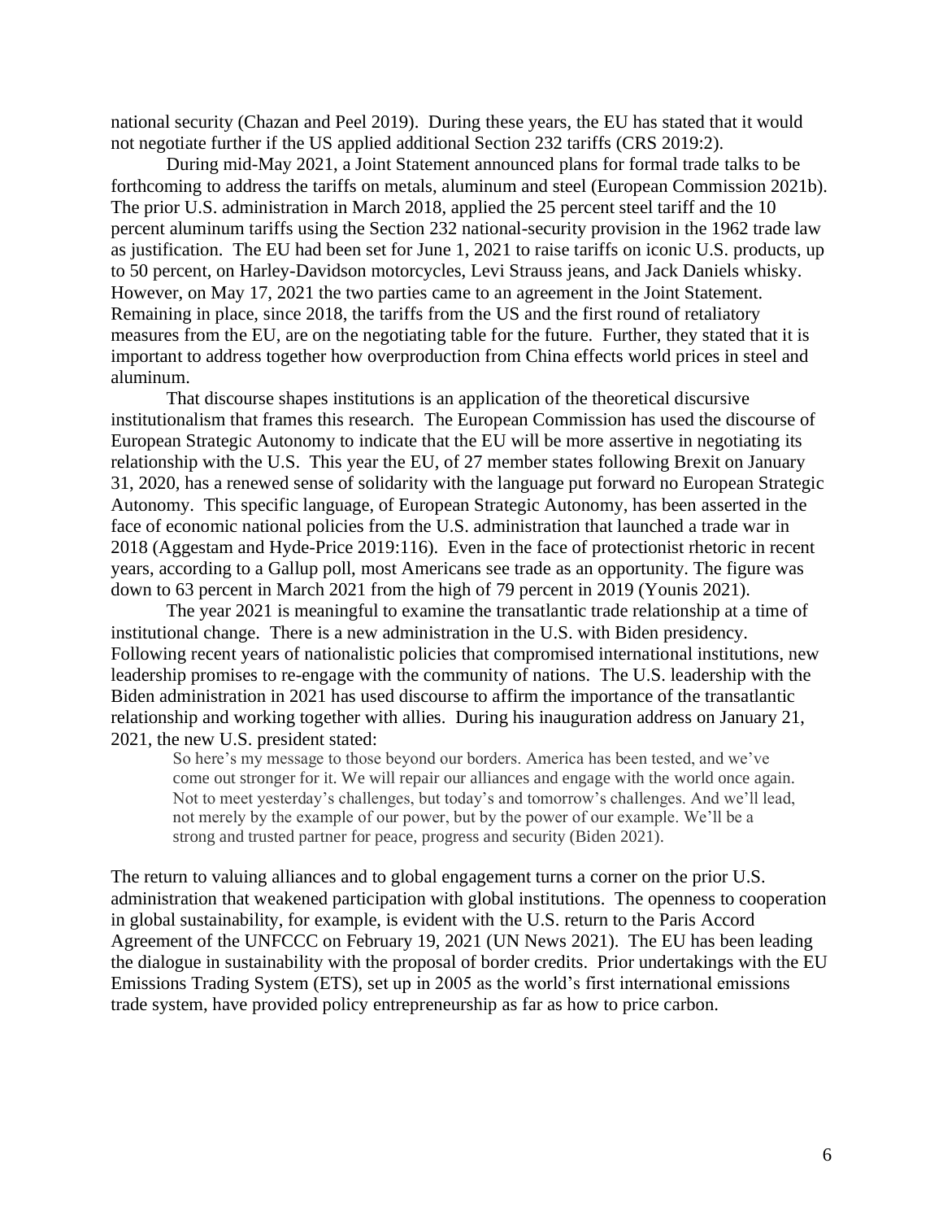national security (Chazan and Peel 2019). During these years, the EU has stated that it would not negotiate further if the US applied additional Section 232 tariffs (CRS 2019:2).

During mid-May 2021, a Joint Statement announced plans for formal trade talks to be forthcoming to address the tariffs on metals, aluminum and steel (European Commission 2021b). The prior U.S. administration in March 2018, applied the 25 percent steel tariff and the 10 percent aluminum tariffs using the Section 232 national-security provision in the 1962 trade law as justification. The EU had been set for June 1, 2021 to raise tariffs on iconic U.S. products, up to 50 percent, on Harley-Davidson motorcycles, Levi Strauss jeans, and Jack Daniels whisky. However, on May 17, 2021 the two parties came to an agreement in the Joint Statement. Remaining in place, since 2018, the tariffs from the US and the first round of retaliatory measures from the EU, are on the negotiating table for the future. Further, they stated that it is important to address together how overproduction from China effects world prices in steel and aluminum.

That discourse shapes institutions is an application of the theoretical discursive institutionalism that frames this research. The European Commission has used the discourse of European Strategic Autonomy to indicate that the EU will be more assertive in negotiating its relationship with the U.S. This year the EU, of 27 member states following Brexit on January 31, 2020, has a renewed sense of solidarity with the language put forward no European Strategic Autonomy. This specific language, of European Strategic Autonomy, has been asserted in the face of economic national policies from the U.S. administration that launched a trade war in 2018 (Aggestam and Hyde-Price 2019:116). Even in the face of protectionist rhetoric in recent years, according to a Gallup poll, most Americans see trade as an opportunity. The figure was down to 63 percent in March 2021 from the high of 79 percent in 2019 (Younis 2021).

The year 2021 is meaningful to examine the transatlantic trade relationship at a time of institutional change. There is a new administration in the U.S. with Biden presidency. Following recent years of nationalistic policies that compromised international institutions, new leadership promises to re-engage with the community of nations. The U.S. leadership with the Biden administration in 2021 has used discourse to affirm the importance of the transatlantic relationship and working together with allies. During his inauguration address on January 21, 2021, the new U.S. president stated:

> So here's my message to those beyond our borders. America has been tested, and we've come out stronger for it. We will repair our alliances and engage with the world once again. Not to meet yesterday's challenges, but today's and tomorrow's challenges. And we'll lead, not merely by the example of our power, but by the power of our example. We'll be a strong and trusted partner for peace, progress and security (Biden 2021).

The return to valuing alliances and to global engagement turns a corner on the prior U.S. administration that weakened participation with global institutions. The openness to cooperation in global sustainability, for example, is evident with the U.S. return to the Paris Accord Agreement of the UNFCCC on February 19, 2021 (UN News 2021). The EU has been leading the dialogue in sustainability with the proposal of border credits. Prior undertakings with the EU Emissions Trading System (ETS), set up in 2005 as the world's first international emissions trade system, have provided policy entrepreneurship as far as how to price carbon.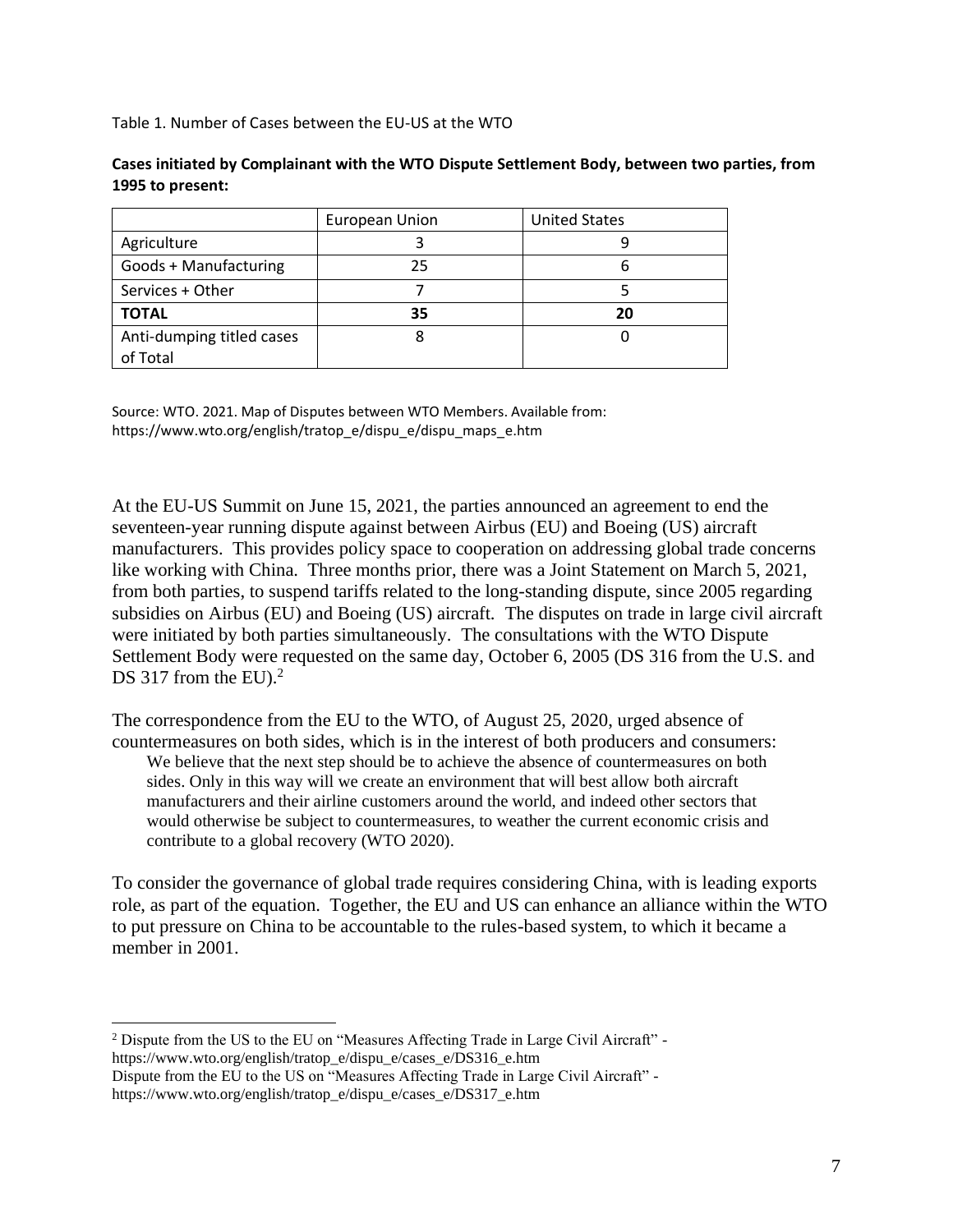Table 1. Number of Cases between the EU-US at the WTO

**Cases initiated by Complainant with the WTO Dispute Settlement Body, between two parties, from 1995 to present:**

| | European Union | United States |
|---|---|---|
| Agriculture | 3 | 9 |
| Goods + Manufacturing | 25 | 6 |
| Services + Other | 7 | 5 |
| **TOTAL** | **35** | **20** |
| Anti-dumping titled cases of Total | 8 | 0 |

Source: WTO. 2021. Map of Disputes between WTO Members. Available from: https://www.wto.org/english/tratop_e/dispu_e/dispu_maps_e.htm

At the EU-US Summit on June 15, 2021, the parties announced an agreement to end the seventeen-year running dispute against between Airbus (EU) and Boeing (US) aircraft manufacturers. This provides policy space to cooperation on addressing global trade concerns like working with China. Three months prior, there was a Joint Statement on March 5, 2021, from both parties, to suspend tariffs related to the long-standing dispute, since 2005 regarding subsidies on Airbus (EU) and Boeing (US) aircraft. The disputes on trade in large civil aircraft were initiated by both parties simultaneously. The consultations with the WTO Dispute Settlement Body were requested on the same day, October 6, 2005 (DS 316 from the U.S. and DS 317 from the EU).[2]

The correspondence from the EU to the WTO, of August 25, 2020, urged absence of countermeasures on both sides, which is in the interest of both producers and consumers:

> We believe that the next step should be to achieve the absence of countermeasures on both sides. Only in this way will we create an environment that will best allow both aircraft manufacturers and their airline customers around the world, and indeed other sectors that would otherwise be subject to countermeasures, to weather the current economic crisis and contribute to a global recovery (WTO 2020).

To consider the governance of global trade requires considering China, with is leading exports role, as part of the equation. Together, the EU and US can enhance an alliance within the WTO to put pressure on China to be accountable to the rules-based system, to which it became a member in 2001.

---

[2] Dispute from the US to the EU on "Measures Affecting Trade in Large Civil Aircraft" - https://www.wto.org/english/tratop_e/dispu_e/cases_e/DS316_e.htm
Dispute from the EU to the US on "Measures Affecting Trade in Large Civil Aircraft" - https://www.wto.org/english/tratop_e/dispu_e/cases_e/DS317_e.htm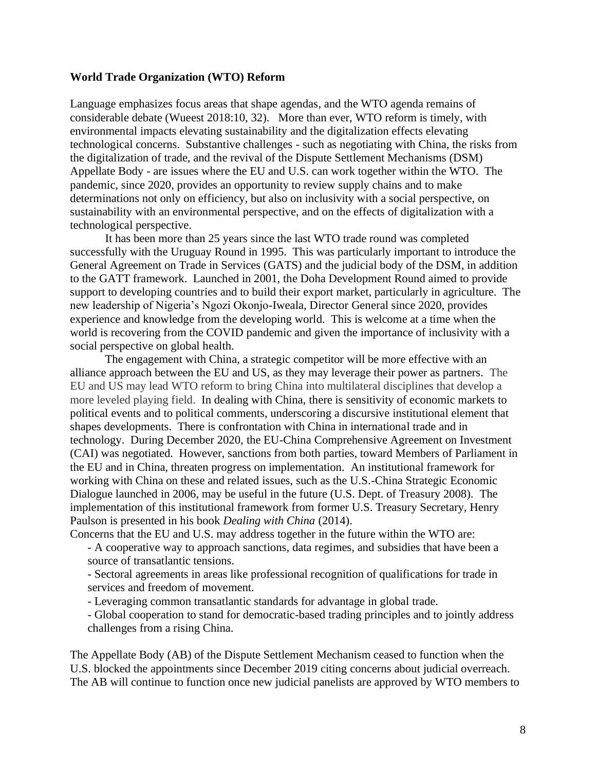**World Trade Organization (WTO) Reform**

Language emphasizes focus areas that shape agendas, and the WTO agenda remains of considerable debate (Wueest 2018:10, 32). More than ever, WTO reform is timely, with environmental impacts elevating sustainability and the digitalization effects elevating technological concerns. Substantive challenges - such as negotiating with China, the risks from the digitalization of trade, and the revival of the Dispute Settlement Mechanisms (DSM) Appellate Body - are issues where the EU and U.S. can work together within the WTO. The pandemic, since 2020, provides an opportunity to review supply chains and to make determinations not only on efficiency, but also on inclusivity with a social perspective, on sustainability with an environmental perspective, and on the effects of digitalization with a technological perspective.

It has been more than 25 years since the last WTO trade round was completed successfully with the Uruguay Round in 1995. This was particularly important to introduce the General Agreement on Trade in Services (GATS) and the judicial body of the DSM, in addition to the GATT framework. Launched in 2001, the Doha Development Round aimed to provide support to developing countries and to build their export market, particularly in agriculture. The new leadership of Nigeria's Ngozi Okonjo-Iweala, Director General since 2020, provides experience and knowledge from the developing world. This is welcome at a time when the world is recovering from the COVID pandemic and given the importance of inclusivity with a social perspective on global health.

The engagement with China, a strategic competitor will be more effective with an alliance approach between the EU and US, as they may leverage their power as partners. The EU and US may lead WTO reform to bring China into multilateral disciplines that develop a more leveled playing field. In dealing with China, there is sensitivity of economic markets to political events and to political comments, underscoring a discursive institutional element that shapes developments. There is confrontation with China in international trade and in technology. During December 2020, the EU-China Comprehensive Agreement on Investment (CAI) was negotiated. However, sanctions from both parties, toward Members of Parliament in the EU and in China, threaten progress on implementation. An institutional framework for working with China on these and related issues, such as the U.S.-China Strategic Economic Dialogue launched in 2006, may be useful in the future (U.S. Dept. of Treasury 2008). The implementation of this institutional framework from former U.S. Treasury Secretary, Henry Paulson is presented in his book *Dealing with China* (2014).

Concerns that the EU and U.S. may address together in the future within the WTO are:

- A cooperative way to approach sanctions, data regimes, and subsidies that have been a source of transatlantic tensions.
- Sectoral agreements in areas like professional recognition of qualifications for trade in services and freedom of movement.
- Leveraging common transatlantic standards for advantage in global trade.
- Global cooperation to stand for democratic-based trading principles and to jointly address challenges from a rising China.

The Appellate Body (AB) of the Dispute Settlement Mechanism ceased to function when the U.S. blocked the appointments since December 2019 citing concerns about judicial overreach. The AB will continue to function once new judicial panelists are approved by WTO members to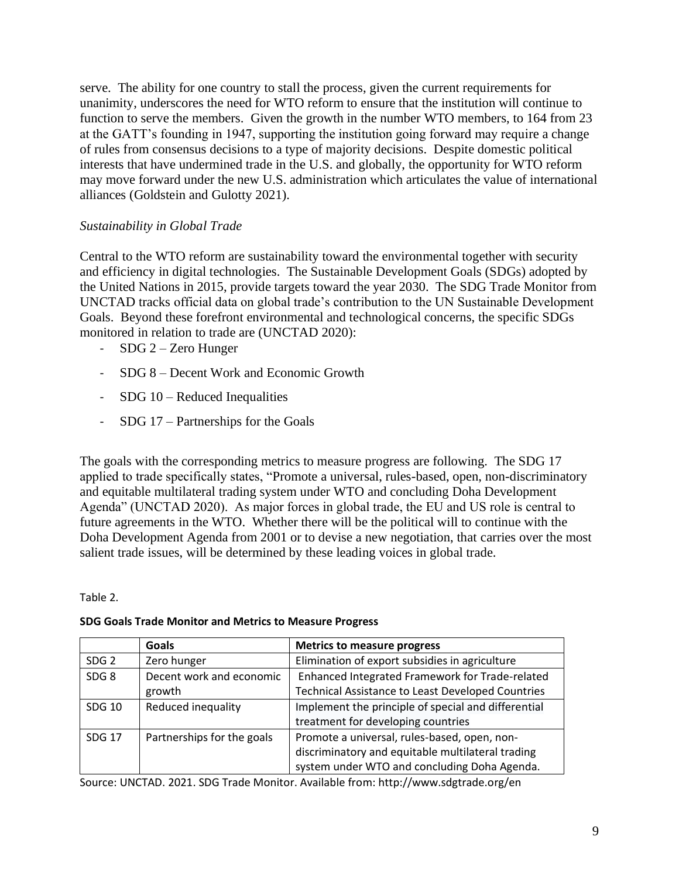serve. The ability for one country to stall the process, given the current requirements for unanimity, underscores the need for WTO reform to ensure that the institution will continue to function to serve the members. Given the growth in the number WTO members, to 164 from 23 at the GATT's founding in 1947, supporting the institution going forward may require a change of rules from consensus decisions to a type of majority decisions. Despite domestic political interests that have undermined trade in the U.S. and globally, the opportunity for WTO reform may move forward under the new U.S. administration which articulates the value of international alliances (Goldstein and Gulotty 2021).

*Sustainability in Global Trade*

Central to the WTO reform are sustainability toward the environmental together with security and efficiency in digital technologies. The Sustainable Development Goals (SDGs) adopted by the United Nations in 2015, provide targets toward the year 2030. The SDG Trade Monitor from UNCTAD tracks official data on global trade's contribution to the UN Sustainable Development Goals. Beyond these forefront environmental and technological concerns, the specific SDGs monitored in relation to trade are (UNCTAD 2020):

- SDG 2 – Zero Hunger
- SDG 8 – Decent Work and Economic Growth
- SDG 10 – Reduced Inequalities
- SDG 17 – Partnerships for the Goals

The goals with the corresponding metrics to measure progress are following. The SDG 17 applied to trade specifically states, "Promote a universal, rules-based, open, non-discriminatory and equitable multilateral trading system under WTO and concluding Doha Development Agenda" (UNCTAD 2020). As major forces in global trade, the EU and US role is central to future agreements in the WTO. Whether there will be the political will to continue with the Doha Development Agenda from 2001 or to devise a new negotiation, that carries over the most salient trade issues, will be determined by these leading voices in global trade.

Table 2.

**SDG Goals Trade Monitor and Metrics to Measure Progress**

| | **Goals** | **Metrics to measure progress** |
|---|---|---|
| SDG 2 | Zero hunger | Elimination of export subsidies in agriculture |
| SDG 8 | Decent work and economic growth | Enhanced Integrated Framework for Trade-related Technical Assistance to Least Developed Countries |
| SDG 10 | Reduced inequality | Implement the principle of special and differential treatment for developing countries |
| SDG 17 | Partnerships for the goals | Promote a universal, rules-based, open, non-discriminatory and equitable multilateral trading system under WTO and concluding Doha Agenda. |

Source: UNCTAD. 2021. SDG Trade Monitor. Available from: http://www.sdgtrade.org/en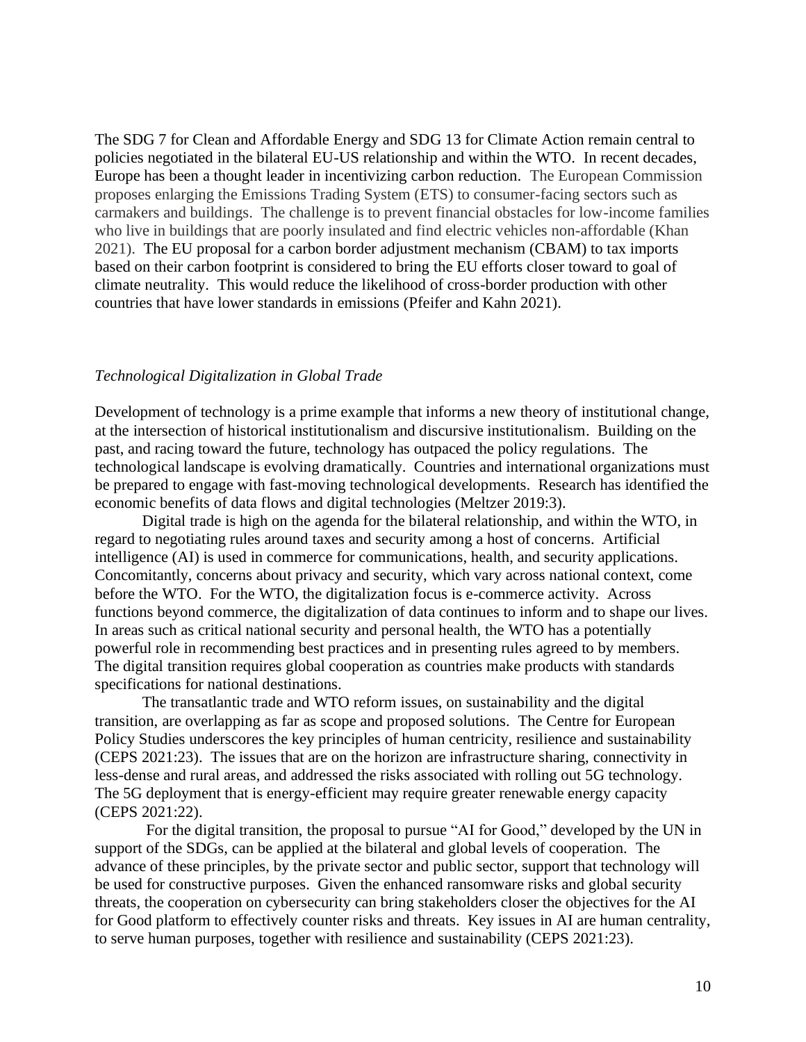The SDG 7 for Clean and Affordable Energy and SDG 13 for Climate Action remain central to policies negotiated in the bilateral EU-US relationship and within the WTO. In recent decades, Europe has been a thought leader in incentivizing carbon reduction. The European Commission proposes enlarging the Emissions Trading System (ETS) to consumer-facing sectors such as carmakers and buildings. The challenge is to prevent financial obstacles for low-income families who live in buildings that are poorly insulated and find electric vehicles non-affordable (Khan 2021). The EU proposal for a carbon border adjustment mechanism (CBAM) to tax imports based on their carbon footprint is considered to bring the EU efforts closer toward to goal of climate neutrality. This would reduce the likelihood of cross-border production with other countries that have lower standards in emissions (Pfeifer and Kahn 2021).

*Technological Digitalization in Global Trade*

Development of technology is a prime example that informs a new theory of institutional change, at the intersection of historical institutionalism and discursive institutionalism. Building on the past, and racing toward the future, technology has outpaced the policy regulations. The technological landscape is evolving dramatically. Countries and international organizations must be prepared to engage with fast-moving technological developments. Research has identified the economic benefits of data flows and digital technologies (Meltzer 2019:3).

Digital trade is high on the agenda for the bilateral relationship, and within the WTO, in regard to negotiating rules around taxes and security among a host of concerns. Artificial intelligence (AI) is used in commerce for communications, health, and security applications. Concomitantly, concerns about privacy and security, which vary across national context, come before the WTO. For the WTO, the digitalization focus is e-commerce activity. Across functions beyond commerce, the digitalization of data continues to inform and to shape our lives. In areas such as critical national security and personal health, the WTO has a potentially powerful role in recommending best practices and in presenting rules agreed to by members. The digital transition requires global cooperation as countries make products with standards specifications for national destinations.

The transatlantic trade and WTO reform issues, on sustainability and the digital transition, are overlapping as far as scope and proposed solutions. The Centre for European Policy Studies underscores the key principles of human centricity, resilience and sustainability (CEPS 2021:23). The issues that are on the horizon are infrastructure sharing, connectivity in less-dense and rural areas, and addressed the risks associated with rolling out 5G technology. The 5G deployment that is energy-efficient may require greater renewable energy capacity (CEPS 2021:22).

For the digital transition, the proposal to pursue "AI for Good," developed by the UN in support of the SDGs, can be applied at the bilateral and global levels of cooperation. The advance of these principles, by the private sector and public sector, support that technology will be used for constructive purposes. Given the enhanced ransomware risks and global security threats, the cooperation on cybersecurity can bring stakeholders closer the objectives for the AI for Good platform to effectively counter risks and threats. Key issues in AI are human centrality, to serve human purposes, together with resilience and sustainability (CEPS 2021:23).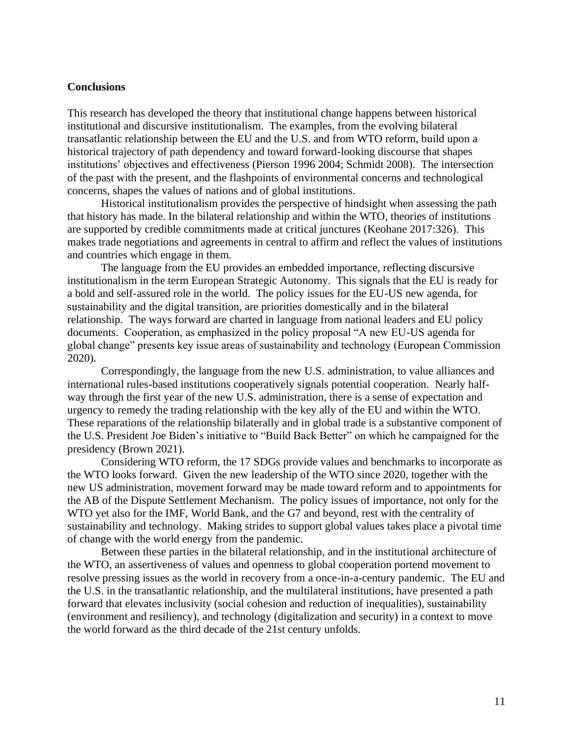**Conclusions**

This research has developed the theory that institutional change happens between historical institutional and discursive institutionalism. The examples, from the evolving bilateral transatlantic relationship between the EU and the U.S. and from WTO reform, build upon a historical trajectory of path dependency and toward forward-looking discourse that shapes institutions' objectives and effectiveness (Pierson 1996 2004; Schmidt 2008). The intersection of the past with the present, and the flashpoints of environmental concerns and technological concerns, shapes the values of nations and of global institutions.

Historical institutionalism provides the perspective of hindsight when assessing the path that history has made. In the bilateral relationship and within the WTO, theories of institutions are supported by credible commitments made at critical junctures (Keohane 2017:326). This makes trade negotiations and agreements in central to affirm and reflect the values of institutions and countries which engage in them.

The language from the EU provides an embedded importance, reflecting discursive institutionalism in the term European Strategic Autonomy. This signals that the EU is ready for a bold and self-assured role in the world. The policy issues for the EU-US new agenda, for sustainability and the digital transition, are priorities domestically and in the bilateral relationship. The ways forward are charted in language from national leaders and EU policy documents. Cooperation, as emphasized in the policy proposal "A new EU-US agenda for global change" presents key issue areas of sustainability and technology (European Commission 2020).

Correspondingly, the language from the new U.S. administration, to value alliances and international rules-based institutions cooperatively signals potential cooperation. Nearly half-way through the first year of the new U.S. administration, there is a sense of expectation and urgency to remedy the trading relationship with the key ally of the EU and within the WTO. These reparations of the relationship bilaterally and in global trade is a substantive component of the U.S. President Joe Biden's initiative to "Build Back Better" on which he campaigned for the presidency (Brown 2021).

Considering WTO reform, the 17 SDGs provide values and benchmarks to incorporate as the WTO looks forward. Given the new leadership of the WTO since 2020, together with the new US administration, movement forward may be made toward reform and to appointments for the AB of the Dispute Settlement Mechanism. The policy issues of importance, not only for the WTO yet also for the IMF, World Bank, and the G7 and beyond, rest with the centrality of sustainability and technology. Making strides to support global values takes place a pivotal time of change with the world energy from the pandemic.

Between these parties in the bilateral relationship, and in the institutional architecture of the WTO, an assertiveness of values and openness to global cooperation portend movement to resolve pressing issues as the world in recovery from a once-in-a-century pandemic. The EU and the U.S. in the transatlantic relationship, and the multilateral institutions, have presented a path forward that elevates inclusivity (social cohesion and reduction of inequalities), sustainability (environment and resiliency), and technology (digitalization and security) in a context to move the world forward as the third decade of the 21st century unfolds.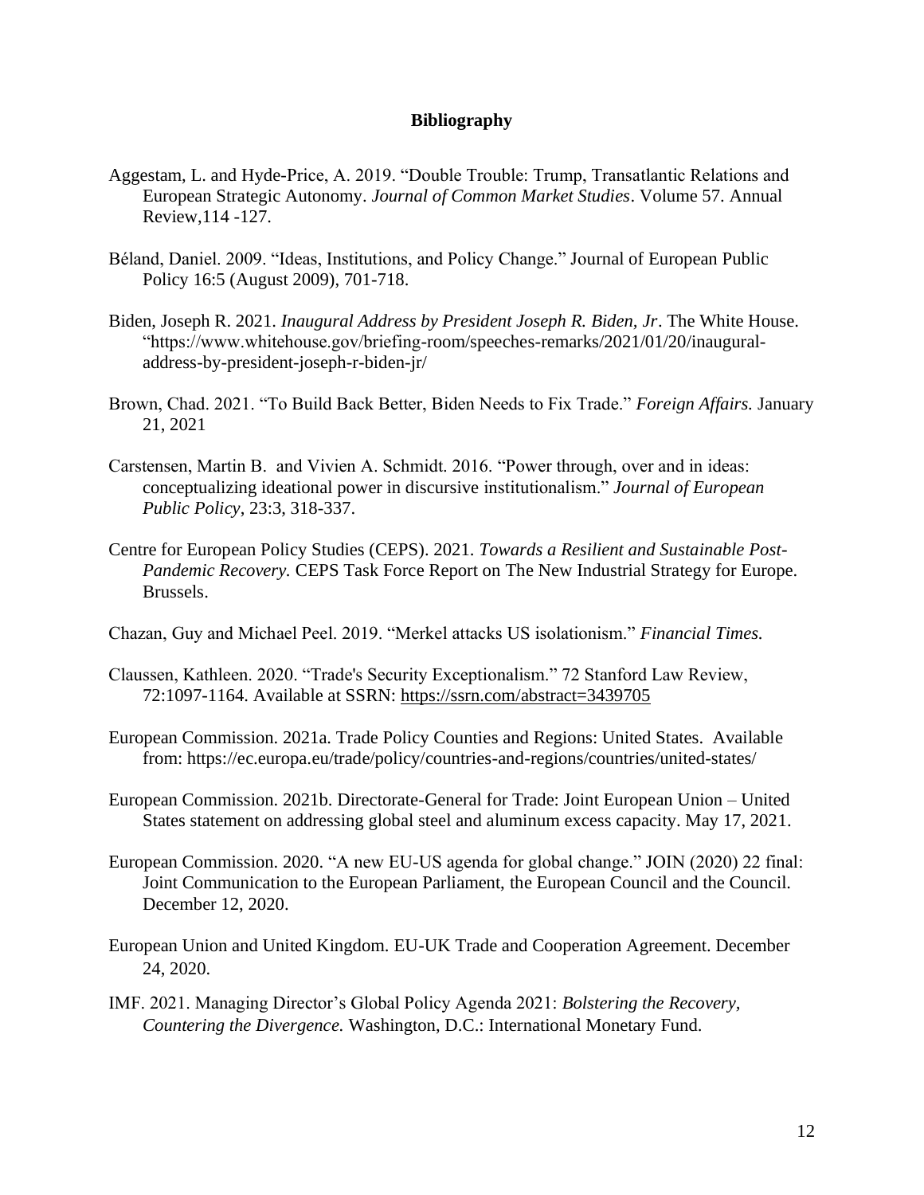**Bibliography**

Aggestam, L. and Hyde-Price, A. 2019. "Double Trouble: Trump, Transatlantic Relations and European Strategic Autonomy. *Journal of Common Market Studies*. Volume 57. Annual Review,114 -127.

Béland, Daniel. 2009. "Ideas, Institutions, and Policy Change." Journal of European Public Policy 16:5 (August 2009), 701-718.

Biden, Joseph R. 2021. *Inaugural Address by President Joseph R. Biden, Jr*. The White House. "https://www.whitehouse.gov/briefing-room/speeches-remarks/2021/01/20/inaugural-address-by-president-joseph-r-biden-jr/

Brown, Chad. 2021. "To Build Back Better, Biden Needs to Fix Trade." *Foreign Affairs.* January 21, 2021

Carstensen, Martin B. and Vivien A. Schmidt. 2016. "Power through, over and in ideas: conceptualizing ideational power in discursive institutionalism." *Journal of European Public Policy*, 23:3, 318-337.

Centre for European Policy Studies (CEPS). 2021. *Towards a Resilient and Sustainable Post-Pandemic Recovery.* CEPS Task Force Report on The New Industrial Strategy for Europe. Brussels.

Chazan, Guy and Michael Peel. 2019. "Merkel attacks US isolationism." *Financial Times.*

Claussen, Kathleen. 2020. "Trade's Security Exceptionalism." 72 Stanford Law Review, 72:1097-1164. Available at SSRN: https://ssrn.com/abstract=3439705

European Commission. 2021a. Trade Policy Counties and Regions: United States. Available from: https://ec.europa.eu/trade/policy/countries-and-regions/countries/united-states/

European Commission. 2021b. Directorate-General for Trade: Joint European Union – United States statement on addressing global steel and aluminum excess capacity. May 17, 2021.

European Commission. 2020. "A new EU-US agenda for global change." JOIN (2020) 22 final: Joint Communication to the European Parliament, the European Council and the Council. December 12, 2020.

European Union and United Kingdom. EU-UK Trade and Cooperation Agreement. December 24, 2020.

IMF. 2021. Managing Director's Global Policy Agenda 2021: *Bolstering the Recovery, Countering the Divergence.* Washington, D.C.: International Monetary Fund.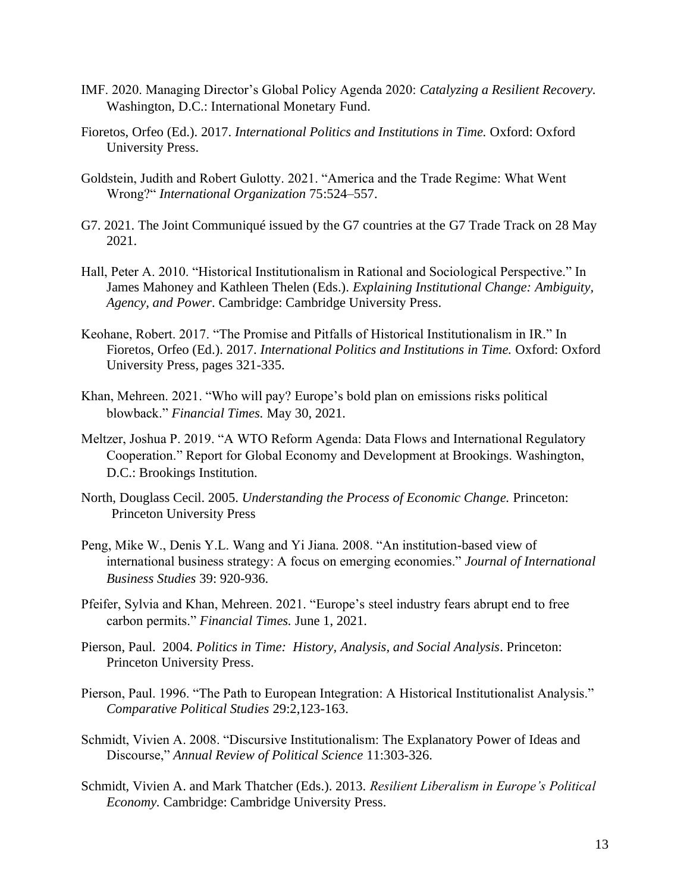IMF. 2020. Managing Director's Global Policy Agenda 2020: *Catalyzing a Resilient Recovery.* Washington, D.C.: International Monetary Fund.

Fioretos, Orfeo (Ed.). 2017. *International Politics and Institutions in Time.* Oxford: Oxford University Press.

Goldstein, Judith and Robert Gulotty. 2021. "America and the Trade Regime: What Went Wrong?" *International Organization* 75:524–557.

G7. 2021. The Joint Communiqué issued by the G7 countries at the G7 Trade Track on 28 May 2021.

Hall, Peter A. 2010. "Historical Institutionalism in Rational and Sociological Perspective." In James Mahoney and Kathleen Thelen (Eds.). *Explaining Institutional Change: Ambiguity, Agency, and Power*. Cambridge: Cambridge University Press.

Keohane, Robert. 2017. "The Promise and Pitfalls of Historical Institutionalism in IR." In Fioretos, Orfeo (Ed.). 2017. *International Politics and Institutions in Time.* Oxford: Oxford University Press, pages 321-335.

Khan, Mehreen. 2021. "Who will pay? Europe's bold plan on emissions risks political blowback." *Financial Times.* May 30, 2021.

Meltzer, Joshua P. 2019. "A WTO Reform Agenda: Data Flows and International Regulatory Cooperation." Report for Global Economy and Development at Brookings. Washington, D.C.: Brookings Institution.

North, Douglass Cecil. 2005. *Understanding the Process of Economic Change.* Princeton: Princeton University Press

Peng, Mike W., Denis Y.L. Wang and Yi Jiana. 2008. "An institution-based view of international business strategy: A focus on emerging economies." *Journal of International Business Studies* 39: 920-936.

Pfeifer, Sylvia and Khan, Mehreen. 2021. "Europe's steel industry fears abrupt end to free carbon permits." *Financial Times.* June 1, 2021.

Pierson, Paul. 2004. *Politics in Time: History, Analysis, and Social Analysis*. Princeton: Princeton University Press.

Pierson, Paul. 1996. "The Path to European Integration: A Historical Institutionalist Analysis." *Comparative Political Studies* 29:2,123-163.

Schmidt, Vivien A. 2008. "Discursive Institutionalism: The Explanatory Power of Ideas and Discourse," *Annual Review of Political Science* 11:303-326.

Schmidt, Vivien A. and Mark Thatcher (Eds.). 2013. *Resilient Liberalism in Europe's Political Economy.* Cambridge: Cambridge University Press.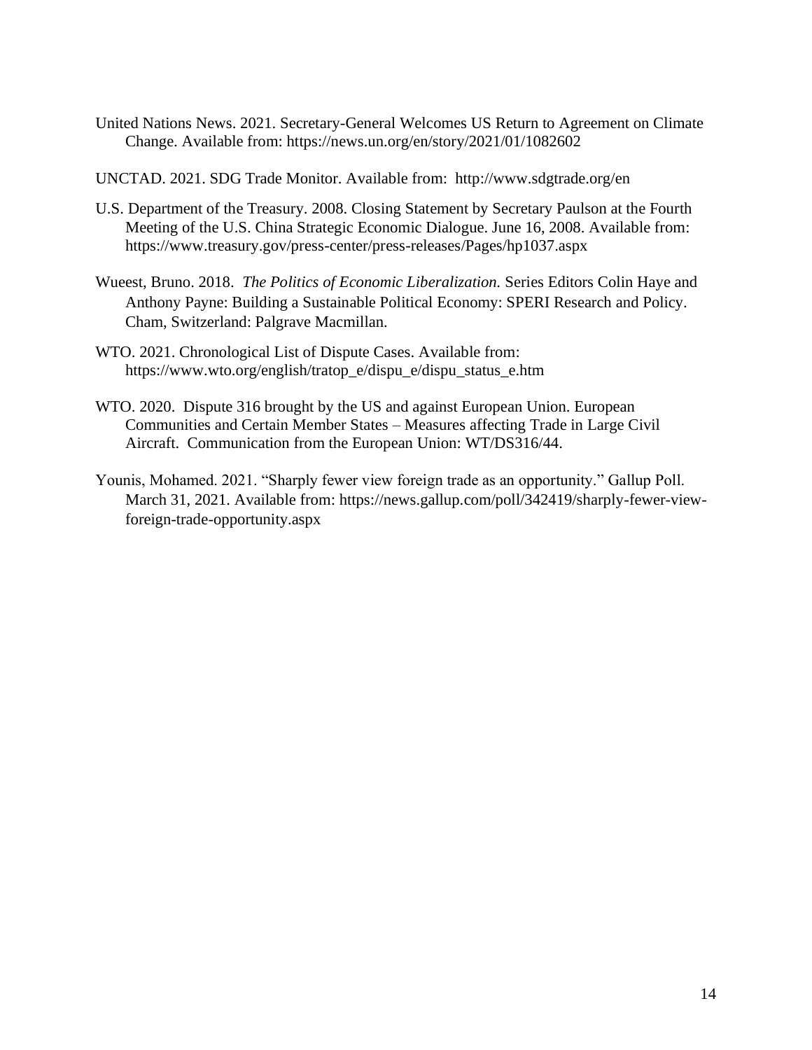United Nations News. 2021. Secretary-General Welcomes US Return to Agreement on Climate Change. Available from: https://news.un.org/en/story/2021/01/1082602

UNCTAD. 2021. SDG Trade Monitor. Available from: http://www.sdgtrade.org/en

U.S. Department of the Treasury. 2008. Closing Statement by Secretary Paulson at the Fourth Meeting of the U.S. China Strategic Economic Dialogue. June 16, 2008. Available from: https://www.treasury.gov/press-center/press-releases/Pages/hp1037.aspx

Wueest, Bruno. 2018. *The Politics of Economic Liberalization.* Series Editors Colin Haye and Anthony Payne: Building a Sustainable Political Economy: SPERI Research and Policy. Cham, Switzerland: Palgrave Macmillan.

WTO. 2021. Chronological List of Dispute Cases. Available from: https://www.wto.org/english/tratop_e/dispu_e/dispu_status_e.htm

WTO. 2020. Dispute 316 brought by the US and against European Union. European Communities and Certain Member States – Measures affecting Trade in Large Civil Aircraft. Communication from the European Union: WT/DS316/44.

Younis, Mohamed. 2021. "Sharply fewer view foreign trade as an opportunity." Gallup Poll. March 31, 2021. Available from: https://news.gallup.com/poll/342419/sharply-fewer-view-foreign-trade-opportunity.aspx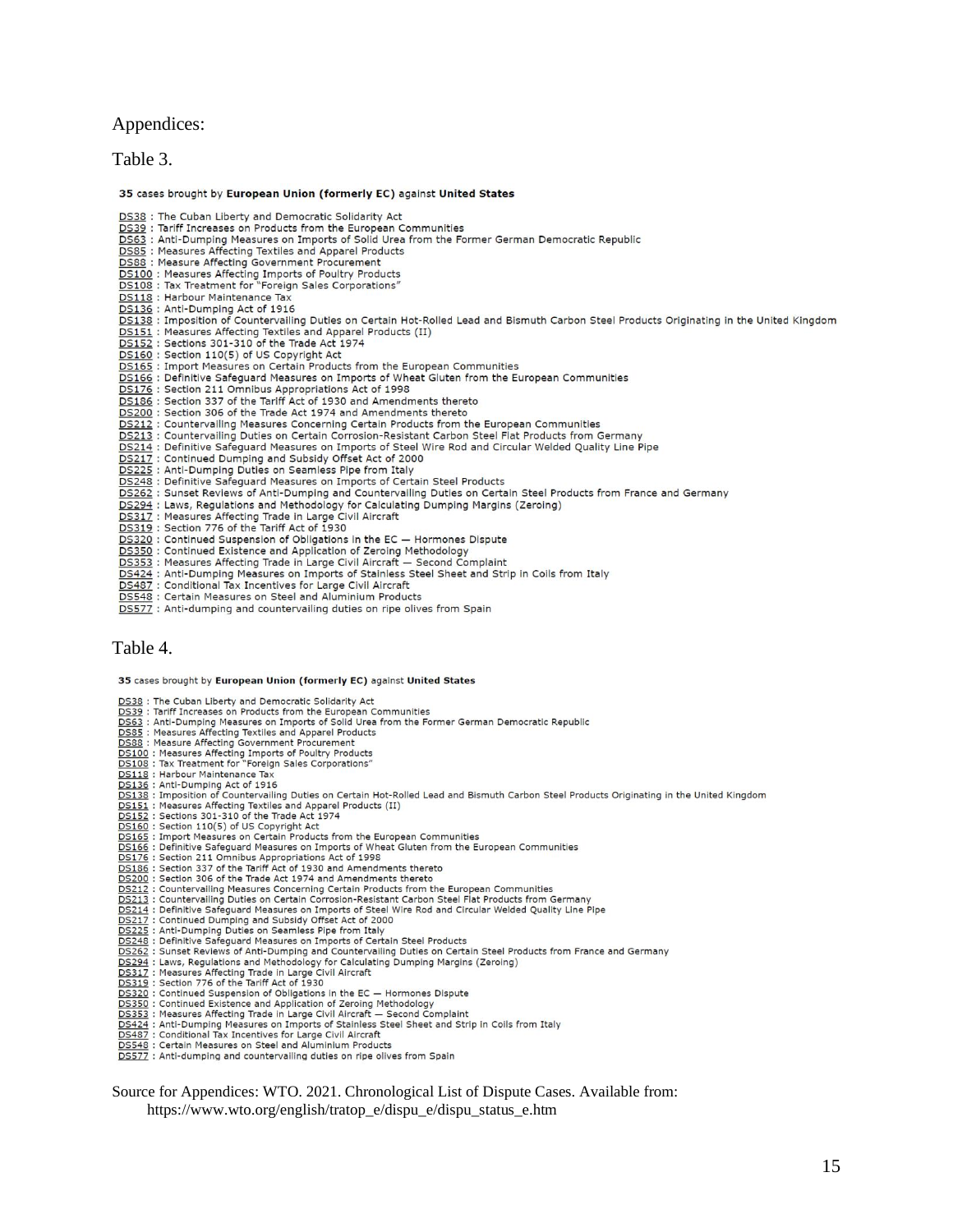Appendices:

Table 3.

35 cases brought by **European Union (formerly EC)** against **United States**

DS38 : The Cuban Liberty and Democratic Solidarity Act
DS39 : Tariff Increases on Products from the European Communities
DS63 : Anti-Dumping Measures on Imports of Solid Urea from the Former German Democratic Republic
DS85 : Measures Affecting Textiles and Apparel Products
DS88 : Measure Affecting Government Procurement
DS100 : Measures Affecting Imports of Poultry Products
DS108 : Tax Treatment for "Foreign Sales Corporations"
DS118 : Harbour Maintenance Tax
DS136 : Anti-Dumping Act of 1916
DS138 : Imposition of Countervailing Duties on Certain Hot-Rolled Lead and Bismuth Carbon Steel Products Originating in the United Kingdom
DS151 : Measures Affecting Textiles and Apparel Products (II)
DS152 : Sections 301-310 of the Trade Act 1974
DS160 : Section 110(5) of US Copyright Act
DS165 : Import Measures on Certain Products from the European Communities
DS166 : Definitive Safeguard Measures on Imports of Wheat Gluten from the European Communities
DS176 : Section 211 Omnibus Appropriations Act of 1998
DS186 : Section 337 of the Tariff Act of 1930 and Amendments thereto
DS200 : Section 306 of the Trade Act 1974 and Amendments thereto
DS212 : Countervailing Measures Concerning Certain Products from the European Communities
DS213 : Countervailing Duties on Certain Corrosion-Resistant Carbon Steel Flat Products from Germany
DS214 : Definitive Safeguard Measures on Imports of Steel Wire Rod and Circular Welded Quality Line Pipe
DS217 : Continued Dumping and Subsidy Offset Act of 2000
DS225 : Anti-Dumping Duties on Seamless Pipe from Italy
DS248 : Definitive Safeguard Measures on Imports of Certain Steel Products
DS262 : Sunset Reviews of Anti-Dumping and Countervailing Duties on Certain Steel Products from France and Germany
DS294 : Laws, Regulations and Methodology for Calculating Dumping Margins (Zeroing)
DS317 : Measures Affecting Trade in Large Civil Aircraft
DS319 : Section 776 of the Tariff Act of 1930
DS320 : Continued Suspension of Obligations in the EC — Hormones Dispute
DS350 : Continued Existence and Application of Zeroing Methodology
DS353 : Measures Affecting Trade in Large Civil Aircraft — Second Complaint
DS424 : Anti-Dumping Measures on Imports of Stainless Steel Sheet and Strip in Coils from Italy
DS487 : Conditional Tax Incentives for Large Civil Aircraft
DS548 : Certain Measures on Steel and Aluminium Products
DS577 : Anti-dumping and countervailing duties on ripe olives from Spain

Table 4.

35 cases brought by **European Union (formerly EC)** against **United States**

DS38 : The Cuban Liberty and Democratic Solidarity Act
DS39 : Tariff Increases on Products from the European Communities
DS63 : Anti-Dumping Measures on Imports of Solid Urea from the Former German Democratic Republic
DS85 : Measures Affecting Textiles and Apparel Products
DS88 : Measure Affecting Government Procurement
DS100 : Measures Affecting Imports of Poultry Products
DS108 : Tax Treatment for "Foreign Sales Corporations"
DS118 : Harbour Maintenance Tax
DS136 : Anti-Dumping Act of 1916
DS138 : Imposition of Countervailing Duties on Certain Hot-Rolled Lead and Bismuth Carbon Steel Products Originating in the United Kingdom
DS151 : Measures Affecting Textiles and Apparel Products (II)
DS152 : Sections 301-310 of the Trade Act 1974
DS160 : Section 110(5) of US Copyright Act
DS165 : Import Measures on Certain Products from the European Communities
DS166 : Definitive Safeguard Measures on Imports of Wheat Gluten from the European Communities
DS176 : Section 211 Omnibus Appropriations Act of 1998
DS186 : Section 337 of the Tariff Act of 1930 and Amendments thereto
DS200 : Section 306 of the Trade Act 1974 and Amendments thereto
DS212 : Countervailing Measures Concerning Certain Products from the European Communities
DS213 : Countervailing Duties on Certain Corrosion-Resistant Carbon Steel Flat Products from Germany
DS214 : Definitive Safeguard Measures on Imports of Steel Wire Rod and Circular Welded Quality Line Pipe
DS217 : Continued Dumping and Subsidy Offset Act of 2000
DS225 : Anti-Dumping Duties on Seamless Pipe from Italy
DS248 : Definitive Safeguard Measures on Imports of Certain Steel Products
DS262 : Sunset Reviews of Anti-Dumping and Countervailing Duties on Certain Steel Products from France and Germany
DS294 : Laws, Regulations and Methodology for Calculating Dumping Margins (Zeroing)
DS317 : Measures Affecting Trade in Large Civil Aircraft
DS319 : Section 776 of the Tariff Act of 1930
DS320 : Continued Suspension of Obligations in the EC — Hormones Dispute
DS350 : Continued Existence and Application of Zeroing Methodology
DS353 : Measures Affecting Trade in Large Civil Aircraft — Second Complaint
DS424 : Anti-Dumping Measures on Imports of Stainless Steel Sheet and Strip in Coils from Italy
DS487 : Conditional Tax Incentives for Large Civil Aircraft
DS548 : Certain Measures on Steel and Aluminium Products
DS577 : Anti-dumping and countervailing duties on ripe olives from Spain

Source for Appendices: WTO. 2021. Chronological List of Dispute Cases. Available from: https://www.wto.org/english/tratop_e/dispu_e/dispu_status_e.htm